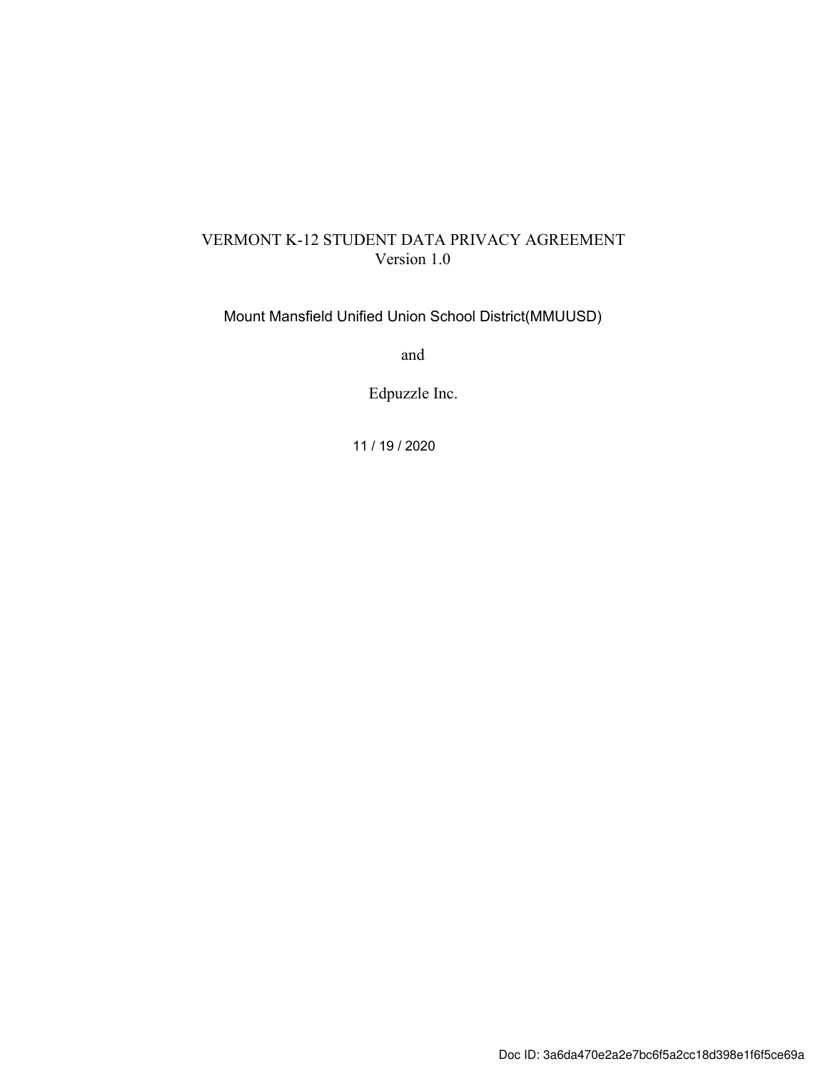# VERMONT K-12 STUDENT DATA PRIVACY AGREEMENT
Version 1.0

Mount Mansfield Unified Union School District(MMUUSD)

and

Edpuzzle Inc.

11 / 19 / 2020

Doc ID: 3a6da470e2a2e7bc6f5a2cc18d398e1f6f5ce69a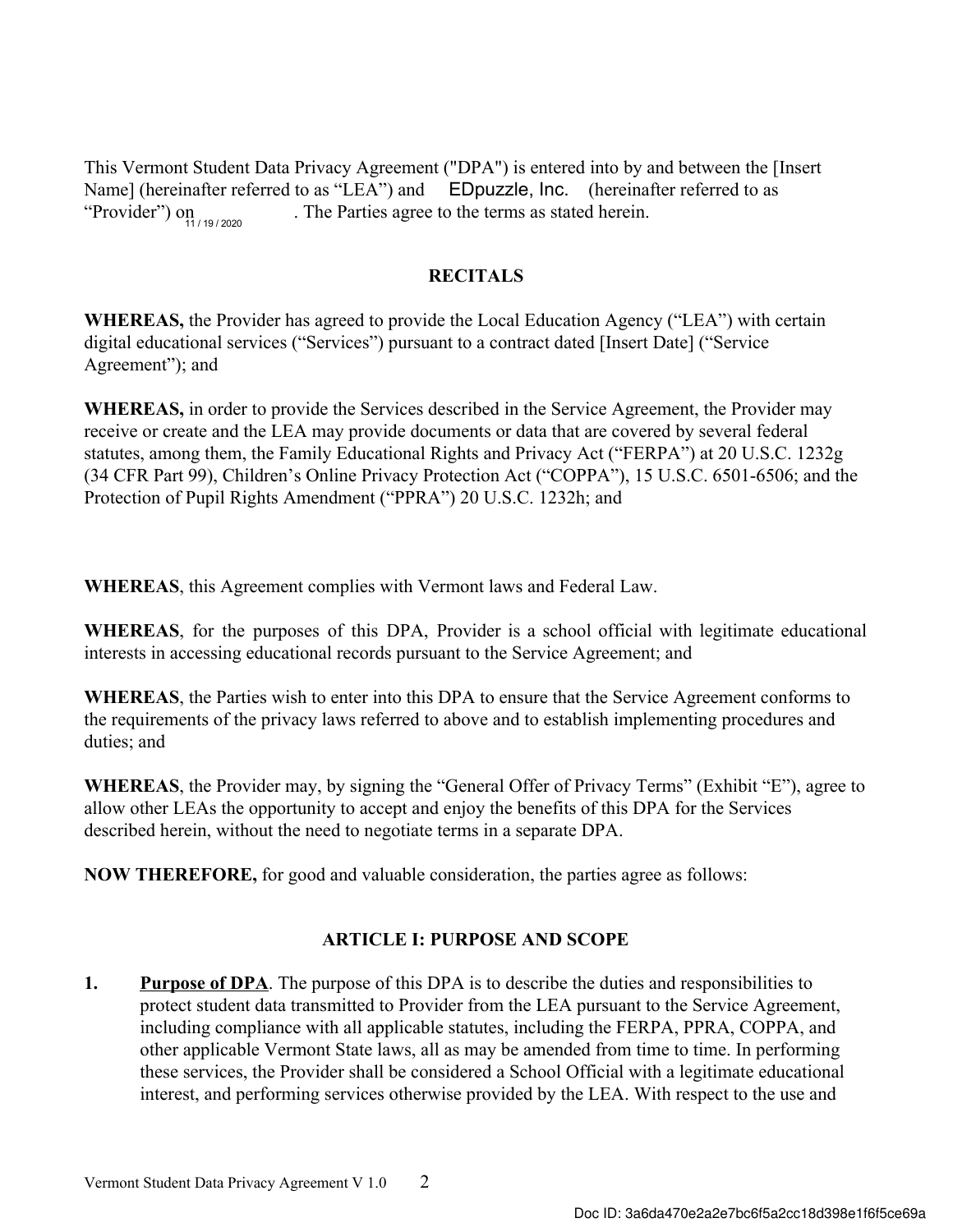This Vermont Student Data Privacy Agreement ("DPA") is entered into by and between the [Insert Name] (hereinafter referred to as "LEA") and EDpuzzle, Inc. (hereinafter referred to as "Provider") on 11 / 19 / 2020. The Parties agree to the terms as stated herein.

## RECITALS

**WHEREAS,** the Provider has agreed to provide the Local Education Agency ("LEA") with certain digital educational services ("Services") pursuant to a contract dated [Insert Date] ("Service Agreement"); and

**WHEREAS,** in order to provide the Services described in the Service Agreement, the Provider may receive or create and the LEA may provide documents or data that are covered by several federal statutes, among them, the Family Educational Rights and Privacy Act ("FERPA") at 20 U.S.C. 1232g (34 CFR Part 99), Children's Online Privacy Protection Act ("COPPA"), 15 U.S.C. 6501-6506; and the Protection of Pupil Rights Amendment ("PPRA") 20 U.S.C. 1232h; and

**WHEREAS**, this Agreement complies with Vermont laws and Federal Law.

**WHEREAS**, for the purposes of this DPA, Provider is a school official with legitimate educational interests in accessing educational records pursuant to the Service Agreement; and

**WHEREAS**, the Parties wish to enter into this DPA to ensure that the Service Agreement conforms to the requirements of the privacy laws referred to above and to establish implementing procedures and duties; and

**WHEREAS**, the Provider may, by signing the "General Offer of Privacy Terms" (Exhibit "E"), agree to allow other LEAs the opportunity to accept and enjoy the benefits of this DPA for the Services described herein, without the need to negotiate terms in a separate DPA.

**NOW THEREFORE,** for good and valuable consideration, the parties agree as follows:

## ARTICLE I: PURPOSE AND SCOPE

1. **Purpose of DPA**. The purpose of this DPA is to describe the duties and responsibilities to protect student data transmitted to Provider from the LEA pursuant to the Service Agreement, including compliance with all applicable statutes, including the FERPA, PPRA, COPPA, and other applicable Vermont State laws, all as may be amended from time to time. In performing these services, the Provider shall be considered a School Official with a legitimate educational interest, and performing services otherwise provided by the LEA. With respect to the use and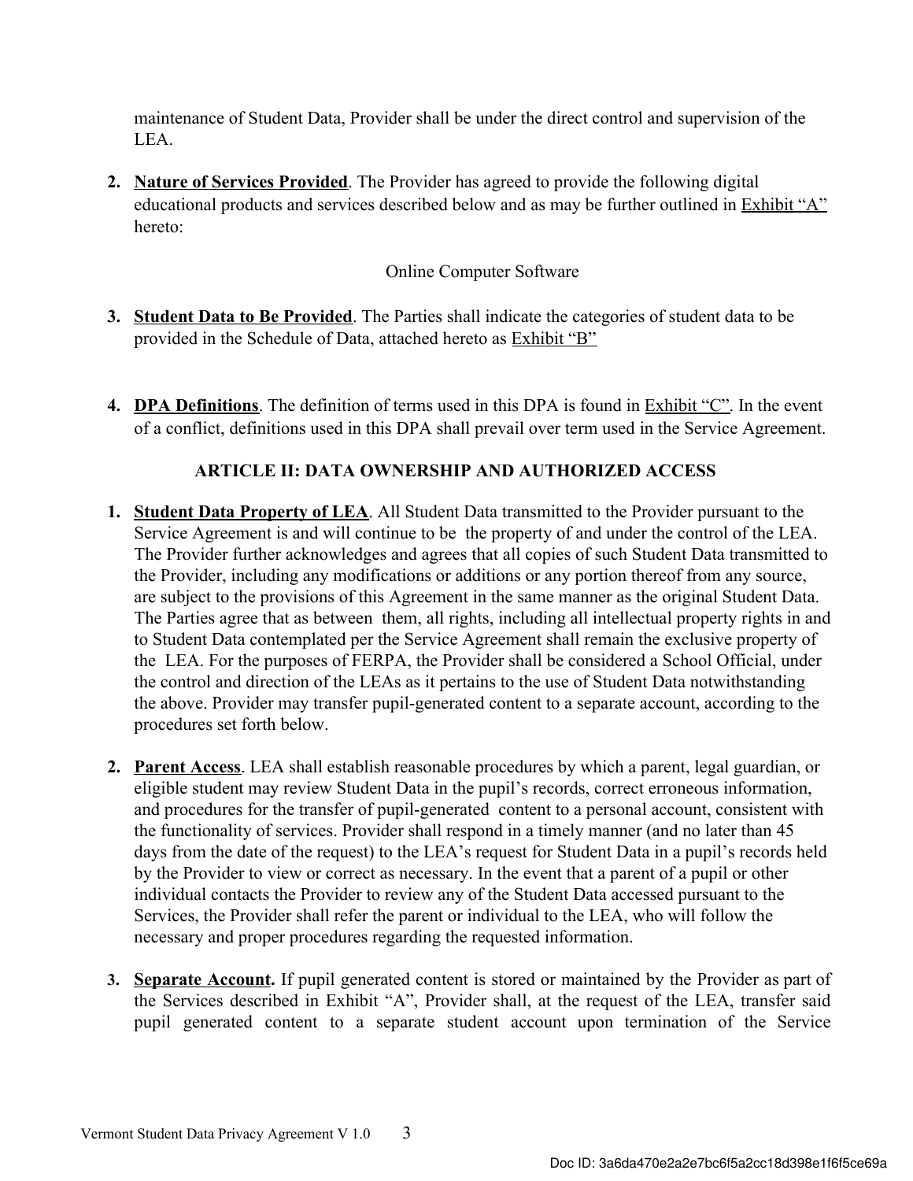maintenance of Student Data, Provider shall be under the direct control and supervision of the LEA.

2. **Nature of Services Provided**. The Provider has agreed to provide the following digital educational products and services described below and as may be further outlined in Exhibit "A" hereto:

   Online Computer Software

3. **Student Data to Be Provided**. The Parties shall indicate the categories of student data to be provided in the Schedule of Data, attached hereto as Exhibit "B"

4. **DPA Definitions**. The definition of terms used in this DPA is found in Exhibit "C". In the event of a conflict, definitions used in this DPA shall prevail over term used in the Service Agreement.

## ARTICLE II: DATA OWNERSHIP AND AUTHORIZED ACCESS

1. **Student Data Property of LEA**. All Student Data transmitted to the Provider pursuant to the Service Agreement is and will continue to be the property of and under the control of the LEA. The Provider further acknowledges and agrees that all copies of such Student Data transmitted to the Provider, including any modifications or additions or any portion thereof from any source, are subject to the provisions of this Agreement in the same manner as the original Student Data. The Parties agree that as between them, all rights, including all intellectual property rights in and to Student Data contemplated per the Service Agreement shall remain the exclusive property of the LEA. For the purposes of FERPA, the Provider shall be considered a School Official, under the control and direction of the LEAs as it pertains to the use of Student Data notwithstanding the above. Provider may transfer pupil-generated content to a separate account, according to the procedures set forth below.

2. **Parent Access**. LEA shall establish reasonable procedures by which a parent, legal guardian, or eligible student may review Student Data in the pupil's records, correct erroneous information, and procedures for the transfer of pupil-generated content to a personal account, consistent with the functionality of services. Provider shall respond in a timely manner (and no later than 45 days from the date of the request) to the LEA's request for Student Data in a pupil's records held by the Provider to view or correct as necessary. In the event that a parent of a pupil or other individual contacts the Provider to review any of the Student Data accessed pursuant to the Services, the Provider shall refer the parent or individual to the LEA, who will follow the necessary and proper procedures regarding the requested information.

3. **Separate Account.** If pupil generated content is stored or maintained by the Provider as part of the Services described in Exhibit "A", Provider shall, at the request of the LEA, transfer said pupil generated content to a separate student account upon termination of the Service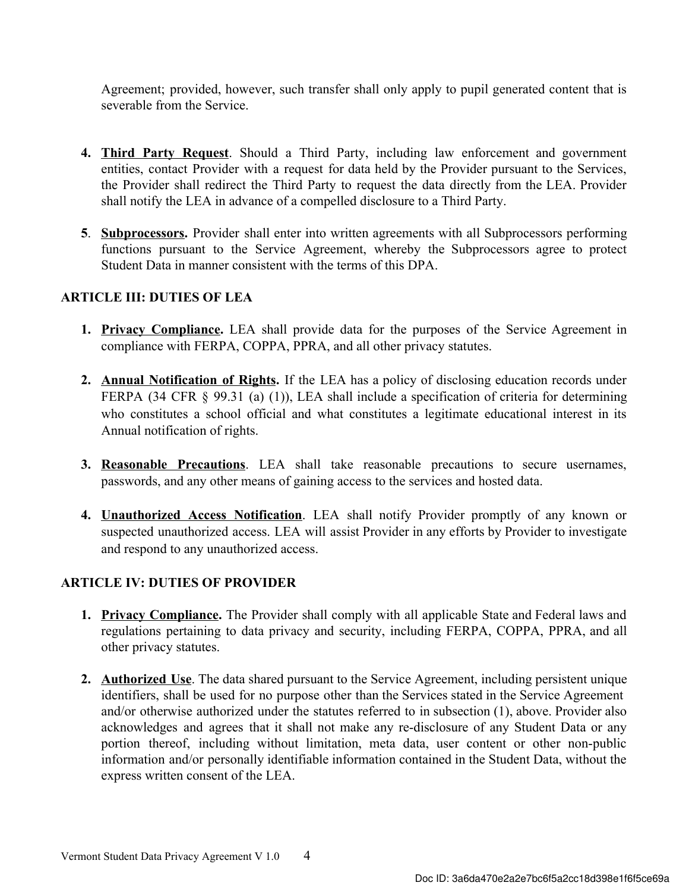Agreement; provided, however, such transfer shall only apply to pupil generated content that is severable from the Service.

4. **Third Party Request**. Should a Third Party, including law enforcement and government entities, contact Provider with a request for data held by the Provider pursuant to the Services, the Provider shall redirect the Third Party to request the data directly from the LEA. Provider shall notify the LEA in advance of a compelled disclosure to a Third Party.

5. **Subprocessors.** Provider shall enter into written agreements with all Subprocessors performing functions pursuant to the Service Agreement, whereby the Subprocessors agree to protect Student Data in manner consistent with the terms of this DPA.

**ARTICLE III: DUTIES OF LEA**

1. **Privacy Compliance.** LEA shall provide data for the purposes of the Service Agreement in compliance with FERPA, COPPA, PPRA, and all other privacy statutes.

2. **Annual Notification of Rights.** If the LEA has a policy of disclosing education records under FERPA (34 CFR § 99.31 (a) (1)), LEA shall include a specification of criteria for determining who constitutes a school official and what constitutes a legitimate educational interest in its Annual notification of rights.

3. **Reasonable Precautions**. LEA shall take reasonable precautions to secure usernames, passwords, and any other means of gaining access to the services and hosted data.

4. **Unauthorized Access Notification**. LEA shall notify Provider promptly of any known or suspected unauthorized access. LEA will assist Provider in any efforts by Provider to investigate and respond to any unauthorized access.

**ARTICLE IV: DUTIES OF PROVIDER**

1. **Privacy Compliance.** The Provider shall comply with all applicable State and Federal laws and regulations pertaining to data privacy and security, including FERPA, COPPA, PPRA, and all other privacy statutes.

2. **Authorized Use**. The data shared pursuant to the Service Agreement, including persistent unique identifiers, shall be used for no purpose other than the Services stated in the Service Agreement and/or otherwise authorized under the statutes referred to in subsection (1), above. Provider also acknowledges and agrees that it shall not make any re-disclosure of any Student Data or any portion thereof, including without limitation, meta data, user content or other non-public information and/or personally identifiable information contained in the Student Data, without the express written consent of the LEA.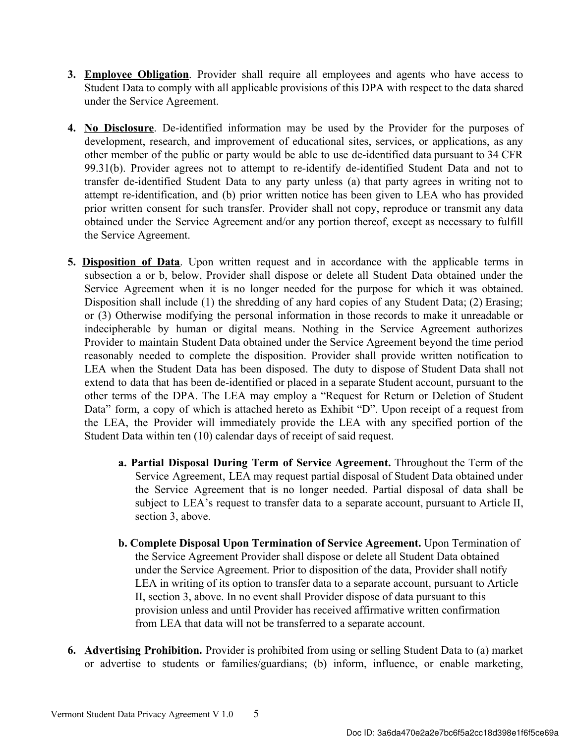3. **Employee Obligation**. Provider shall require all employees and agents who have access to Student Data to comply with all applicable provisions of this DPA with respect to the data shared under the Service Agreement.

4. **No Disclosure**. De-identified information may be used by the Provider for the purposes of development, research, and improvement of educational sites, services, or applications, as any other member of the public or party would be able to use de-identified data pursuant to 34 CFR 99.31(b). Provider agrees not to attempt to re-identify de-identified Student Data and not to transfer de-identified Student Data to any party unless (a) that party agrees in writing not to attempt re-identification, and (b) prior written notice has been given to LEA who has provided prior written consent for such transfer. Provider shall not copy, reproduce or transmit any data obtained under the Service Agreement and/or any portion thereof, except as necessary to fulfill the Service Agreement.

5. **Disposition of Data**. Upon written request and in accordance with the applicable terms in subsection a or b, below, Provider shall dispose or delete all Student Data obtained under the Service Agreement when it is no longer needed for the purpose for which it was obtained. Disposition shall include (1) the shredding of any hard copies of any Student Data; (2) Erasing; or (3) Otherwise modifying the personal information in those records to make it unreadable or indecipherable by human or digital means. Nothing in the Service Agreement authorizes Provider to maintain Student Data obtained under the Service Agreement beyond the time period reasonably needed to complete the disposition. Provider shall provide written notification to LEA when the Student Data has been disposed. The duty to dispose of Student Data shall not extend to data that has been de-identified or placed in a separate Student account, pursuant to the other terms of the DPA. The LEA may employ a "Request for Return or Deletion of Student Data" form, a copy of which is attached hereto as Exhibit "D". Upon receipt of a request from the LEA, the Provider will immediately provide the LEA with any specified portion of the Student Data within ten (10) calendar days of receipt of said request.

   a. **Partial Disposal During Term of Service Agreement.** Throughout the Term of the Service Agreement, LEA may request partial disposal of Student Data obtained under the Service Agreement that is no longer needed. Partial disposal of data shall be subject to LEA's request to transfer data to a separate account, pursuant to Article II, section 3, above.

   b. **Complete Disposal Upon Termination of Service Agreement.** Upon Termination of the Service Agreement Provider shall dispose or delete all Student Data obtained under the Service Agreement. Prior to disposition of the data, Provider shall notify LEA in writing of its option to transfer data to a separate account, pursuant to Article II, section 3, above. In no event shall Provider dispose of data pursuant to this provision unless and until Provider has received affirmative written confirmation from LEA that data will not be transferred to a separate account.

6. **Advertising Prohibition.** Provider is prohibited from using or selling Student Data to (a) market or advertise to students or families/guardians; (b) inform, influence, or enable marketing,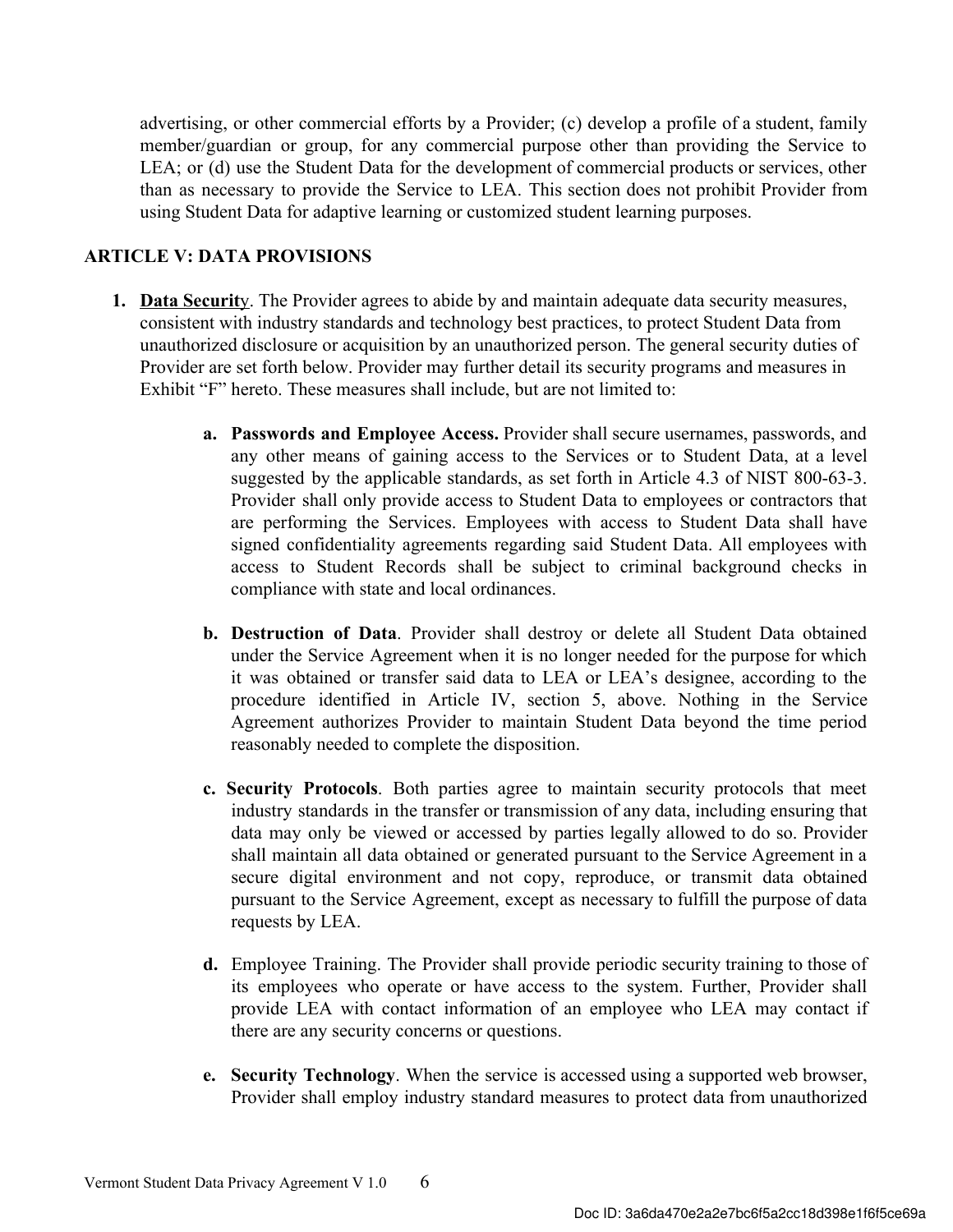advertising, or other commercial efforts by a Provider; (c) develop a profile of a student, family member/guardian or group, for any commercial purpose other than providing the Service to LEA; or (d) use the Student Data for the development of commercial products or services, other than as necessary to provide the Service to LEA. This section does not prohibit Provider from using Student Data for adaptive learning or customized student learning purposes.

**ARTICLE V: DATA PROVISIONS**

1. **Data Security**. The Provider agrees to abide by and maintain adequate data security measures, consistent with industry standards and technology best practices, to protect Student Data from unauthorized disclosure or acquisition by an unauthorized person. The general security duties of Provider are set forth below. Provider may further detail its security programs and measures in Exhibit "F" hereto. These measures shall include, but are not limited to:

   a. **Passwords and Employee Access.** Provider shall secure usernames, passwords, and any other means of gaining access to the Services or to Student Data, at a level suggested by the applicable standards, as set forth in Article 4.3 of NIST 800-63-3. Provider shall only provide access to Student Data to employees or contractors that are performing the Services. Employees with access to Student Data shall have signed confidentiality agreements regarding said Student Data. All employees with access to Student Records shall be subject to criminal background checks in compliance with state and local ordinances.

   b. **Destruction of Data**. Provider shall destroy or delete all Student Data obtained under the Service Agreement when it is no longer needed for the purpose for which it was obtained or transfer said data to LEA or LEA's designee, according to the procedure identified in Article IV, section 5, above. Nothing in the Service Agreement authorizes Provider to maintain Student Data beyond the time period reasonably needed to complete the disposition.

   c. **Security Protocols**. Both parties agree to maintain security protocols that meet industry standards in the transfer or transmission of any data, including ensuring that data may only be viewed or accessed by parties legally allowed to do so. Provider shall maintain all data obtained or generated pursuant to the Service Agreement in a secure digital environment and not copy, reproduce, or transmit data obtained pursuant to the Service Agreement, except as necessary to fulfill the purpose of data requests by LEA.

   d. Employee Training. The Provider shall provide periodic security training to those of its employees who operate or have access to the system. Further, Provider shall provide LEA with contact information of an employee who LEA may contact if there are any security concerns or questions.

   e. **Security Technology**. When the service is accessed using a supported web browser, Provider shall employ industry standard measures to protect data from unauthorized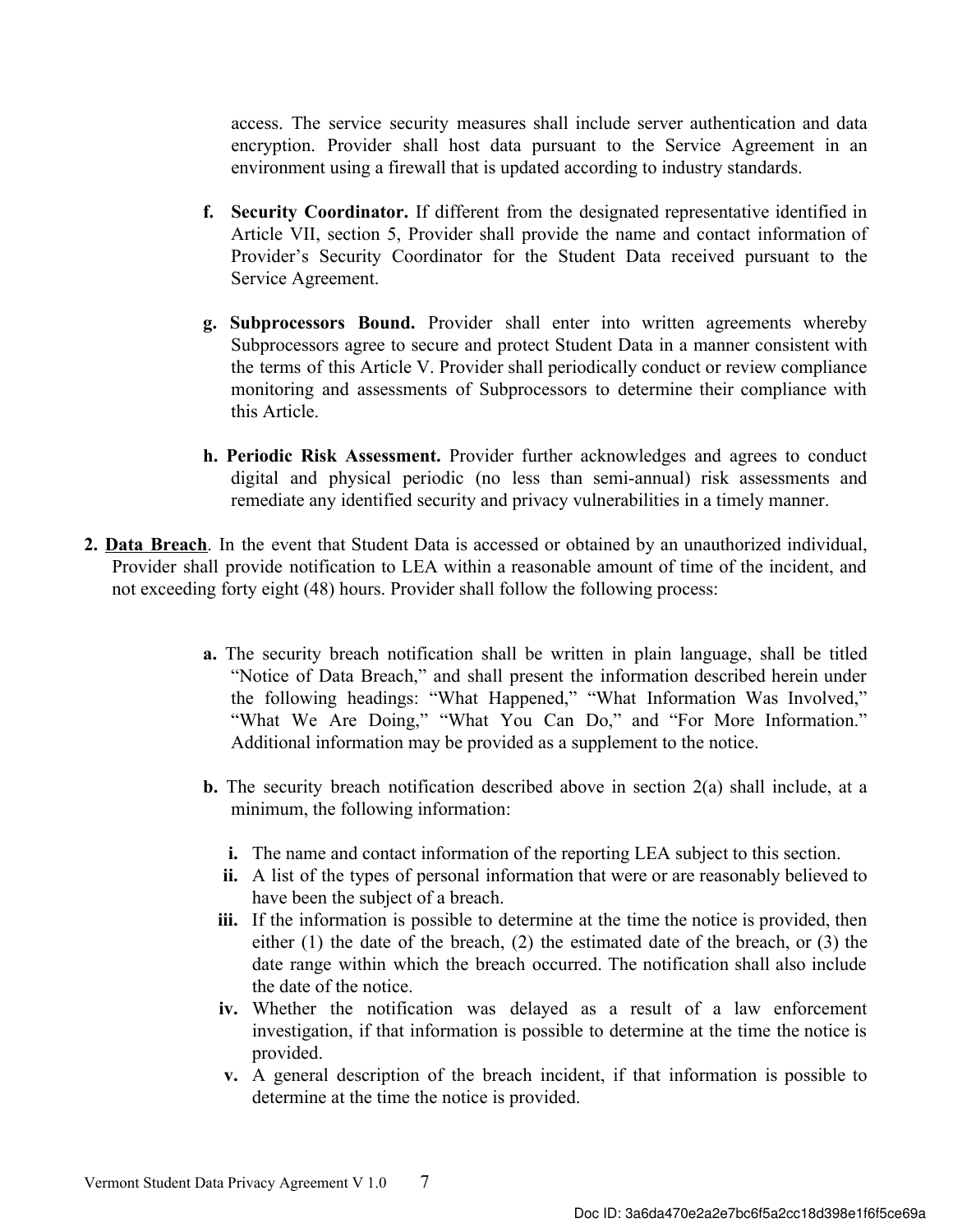access. The service security measures shall include server authentication and data encryption. Provider shall host data pursuant to the Service Agreement in an environment using a firewall that is updated according to industry standards.

**f. Security Coordinator.** If different from the designated representative identified in Article VII, section 5, Provider shall provide the name and contact information of Provider's Security Coordinator for the Student Data received pursuant to the Service Agreement.

**g. Subprocessors Bound.** Provider shall enter into written agreements whereby Subprocessors agree to secure and protect Student Data in a manner consistent with the terms of this Article V. Provider shall periodically conduct or review compliance monitoring and assessments of Subprocessors to determine their compliance with this Article.

**h. Periodic Risk Assessment.** Provider further acknowledges and agrees to conduct digital and physical periodic (no less than semi-annual) risk assessments and remediate any identified security and privacy vulnerabilities in a timely manner.

**2. <u>Data Breach</u>**. In the event that Student Data is accessed or obtained by an unauthorized individual, Provider shall provide notification to LEA within a reasonable amount of time of the incident, and not exceeding forty eight (48) hours. Provider shall follow the following process:

**a.** The security breach notification shall be written in plain language, shall be titled "Notice of Data Breach," and shall present the information described herein under the following headings: "What Happened," "What Information Was Involved," "What We Are Doing," "What You Can Do," and "For More Information." Additional information may be provided as a supplement to the notice.

**b.** The security breach notification described above in section 2(a) shall include, at a minimum, the following information:

- **i.** The name and contact information of the reporting LEA subject to this section.
- **ii.** A list of the types of personal information that were or are reasonably believed to have been the subject of a breach.
- **iii.** If the information is possible to determine at the time the notice is provided, then either (1) the date of the breach, (2) the estimated date of the breach, or (3) the date range within which the breach occurred. The notification shall also include the date of the notice.
- **iv.** Whether the notification was delayed as a result of a law enforcement investigation, if that information is possible to determine at the time the notice is provided.
- **v.** A general description of the breach incident, if that information is possible to determine at the time the notice is provided.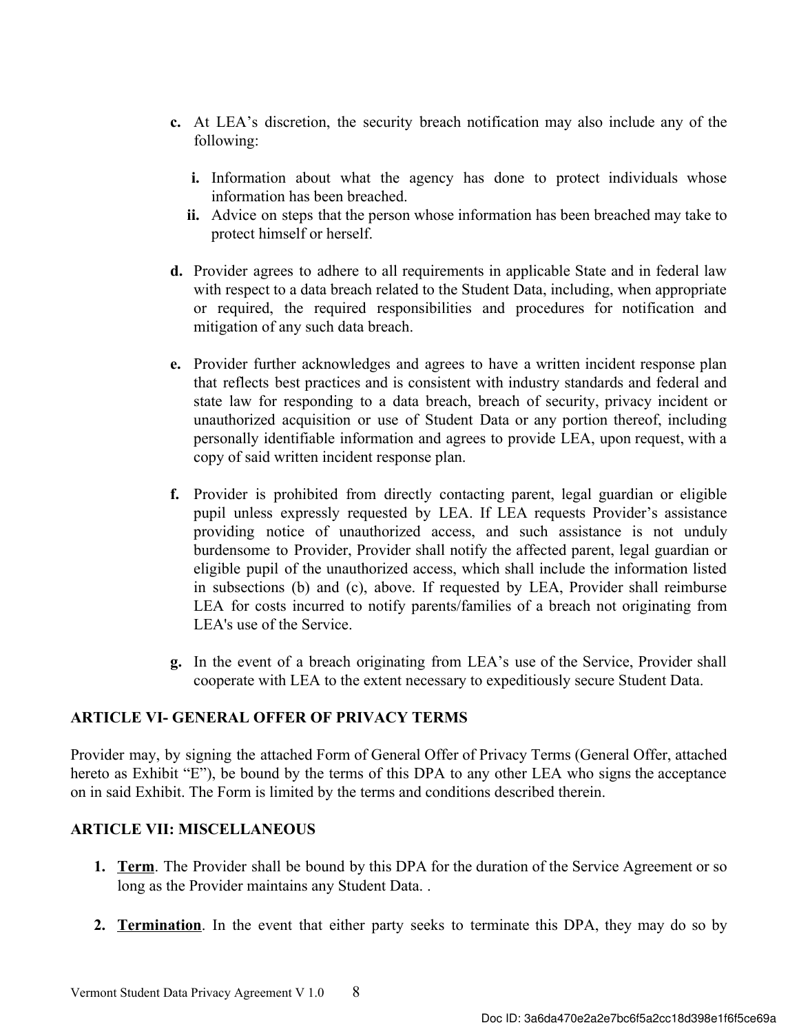c. At LEA's discretion, the security breach notification may also include any of the following:

   i. Information about what the agency has done to protect individuals whose information has been breached.
   ii. Advice on steps that the person whose information has been breached may take to protect himself or herself.

d. Provider agrees to adhere to all requirements in applicable State and in federal law with respect to a data breach related to the Student Data, including, when appropriate or required, the required responsibilities and procedures for notification and mitigation of any such data breach.

e. Provider further acknowledges and agrees to have a written incident response plan that reflects best practices and is consistent with industry standards and federal and state law for responding to a data breach, breach of security, privacy incident or unauthorized acquisition or use of Student Data or any portion thereof, including personally identifiable information and agrees to provide LEA, upon request, with a copy of said written incident response plan.

f. Provider is prohibited from directly contacting parent, legal guardian or eligible pupil unless expressly requested by LEA. If LEA requests Provider's assistance providing notice of unauthorized access, and such assistance is not unduly burdensome to Provider, Provider shall notify the affected parent, legal guardian or eligible pupil of the unauthorized access, which shall include the information listed in subsections (b) and (c), above. If requested by LEA, Provider shall reimburse LEA for costs incurred to notify parents/families of a breach not originating from LEA's use of the Service.

g. In the event of a breach originating from LEA's use of the Service, Provider shall cooperate with LEA to the extent necessary to expeditiously secure Student Data.

**ARTICLE VI- GENERAL OFFER OF PRIVACY TERMS**

Provider may, by signing the attached Form of General Offer of Privacy Terms (General Offer, attached hereto as Exhibit "E"), be bound by the terms of this DPA to any other LEA who signs the acceptance on in said Exhibit. The Form is limited by the terms and conditions described therein.

**ARTICLE VII: MISCELLANEOUS**

1. **Term**. The Provider shall be bound by this DPA for the duration of the Service Agreement or so long as the Provider maintains any Student Data. .

2. **Termination**. In the event that either party seeks to terminate this DPA, they may do so by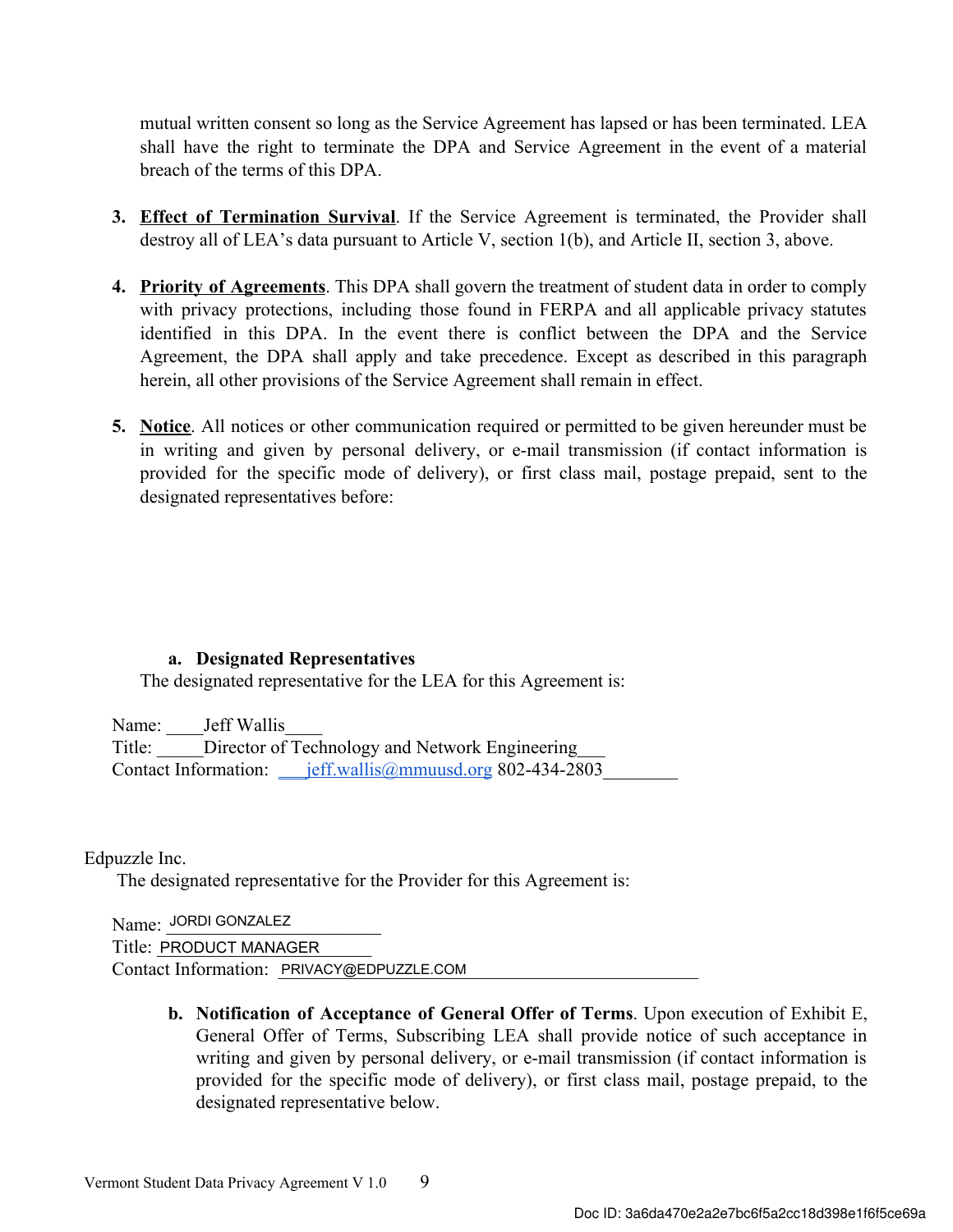mutual written consent so long as the Service Agreement has lapsed or has been terminated. LEA shall have the right to terminate the DPA and Service Agreement in the event of a material breach of the terms of this DPA.

3. **Effect of Termination Survival**. If the Service Agreement is terminated, the Provider shall destroy all of LEA's data pursuant to Article V, section 1(b), and Article II, section 3, above.

4. **Priority of Agreements**. This DPA shall govern the treatment of student data in order to comply with privacy protections, including those found in FERPA and all applicable privacy statutes identified in this DPA. In the event there is conflict between the DPA and the Service Agreement, the DPA shall apply and take precedence. Except as described in this paragraph herein, all other provisions of the Service Agreement shall remain in effect.

5. **Notice**. All notices or other communication required or permitted to be given hereunder must be in writing and given by personal delivery, or e-mail transmission (if contact information is provided for the specific mode of delivery), or first class mail, postage prepaid, sent to the designated representatives before:

   a. **Designated Representatives**

   The designated representative for the LEA for this Agreement is:

Name: ____Jeff Wallis____
Title: _____Director of Technology and Network Engineering___
Contact Information: ___jeff.wallis@mmuusd.org 802-434-2803________

Edpuzzle Inc.

The designated representative for the Provider for this Agreement is:

Name: JORDI GONZALEZ
Title: PRODUCT MANAGER
Contact Information: PRIVACY@EDPUZZLE.COM

   b. **Notification of Acceptance of General Offer of Terms**. Upon execution of Exhibit E, General Offer of Terms, Subscribing LEA shall provide notice of such acceptance in writing and given by personal delivery, or e-mail transmission (if contact information is provided for the specific mode of delivery), or first class mail, postage prepaid, to the designated representative below.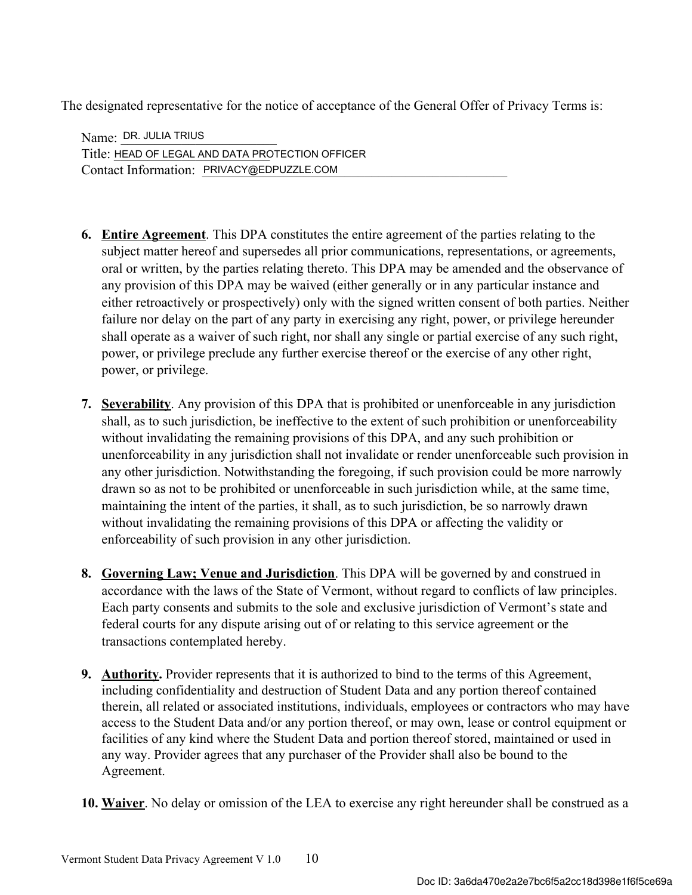The designated representative for the notice of acceptance of the General Offer of Privacy Terms is:

Name: DR. JULIA TRIUS
Title: HEAD OF LEGAL AND DATA PROTECTION OFFICER
Contact Information: PRIVACY@EDPUZZLE.COM

6. **Entire Agreement**. This DPA constitutes the entire agreement of the parties relating to the subject matter hereof and supersedes all prior communications, representations, or agreements, oral or written, by the parties relating thereto. This DPA may be amended and the observance of any provision of this DPA may be waived (either generally or in any particular instance and either retroactively or prospectively) only with the signed written consent of both parties. Neither failure nor delay on the part of any party in exercising any right, power, or privilege hereunder shall operate as a waiver of such right, nor shall any single or partial exercise of any such right, power, or privilege preclude any further exercise thereof or the exercise of any other right, power, or privilege.

7. **Severability**. Any provision of this DPA that is prohibited or unenforceable in any jurisdiction shall, as to such jurisdiction, be ineffective to the extent of such prohibition or unenforceability without invalidating the remaining provisions of this DPA, and any such prohibition or unenforceability in any jurisdiction shall not invalidate or render unenforceable such provision in any other jurisdiction. Notwithstanding the foregoing, if such provision could be more narrowly drawn so as not to be prohibited or unenforceable in such jurisdiction while, at the same time, maintaining the intent of the parties, it shall, as to such jurisdiction, be so narrowly drawn without invalidating the remaining provisions of this DPA or affecting the validity or enforceability of such provision in any other jurisdiction.

8. **Governing Law; Venue and Jurisdiction**. This DPA will be governed by and construed in accordance with the laws of the State of Vermont, without regard to conflicts of law principles. Each party consents and submits to the sole and exclusive jurisdiction of Vermont's state and federal courts for any dispute arising out of or relating to this service agreement or the transactions contemplated hereby.

9. **Authority.** Provider represents that it is authorized to bind to the terms of this Agreement, including confidentiality and destruction of Student Data and any portion thereof contained therein, all related or associated institutions, individuals, employees or contractors who may have access to the Student Data and/or any portion thereof, or may own, lease or control equipment or facilities of any kind where the Student Data and portion thereof stored, maintained or used in any way. Provider agrees that any purchaser of the Provider shall also be bound to the Agreement.

10. **Waiver**. No delay or omission of the LEA to exercise any right hereunder shall be construed as a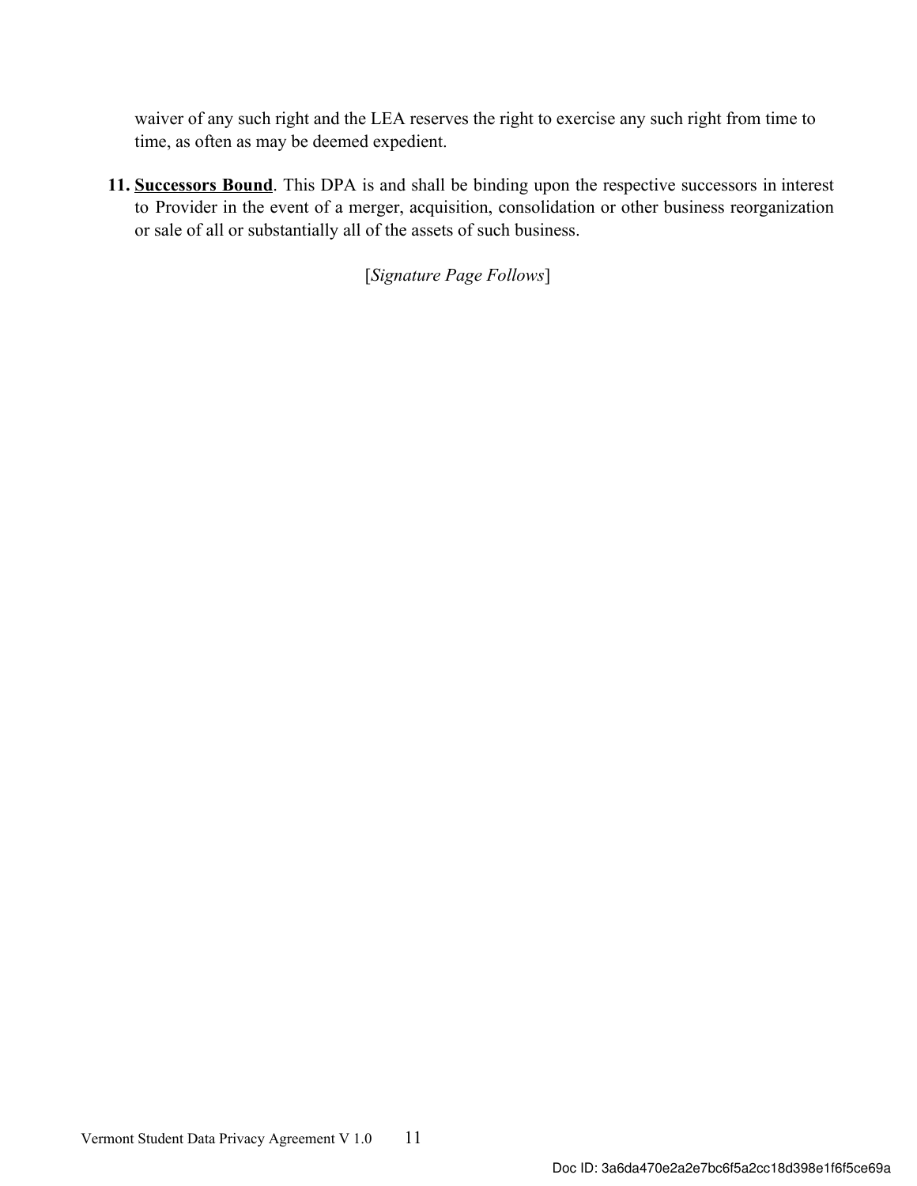waiver of any such right and the LEA reserves the right to exercise any such right from time to time, as often as may be deemed expedient.

11. **Successors Bound**. This DPA is and shall be binding upon the respective successors in interest to Provider in the event of a merger, acquisition, consolidation or other business reorganization or sale of all or substantially all of the assets of such business.

[*Signature Page Follows*]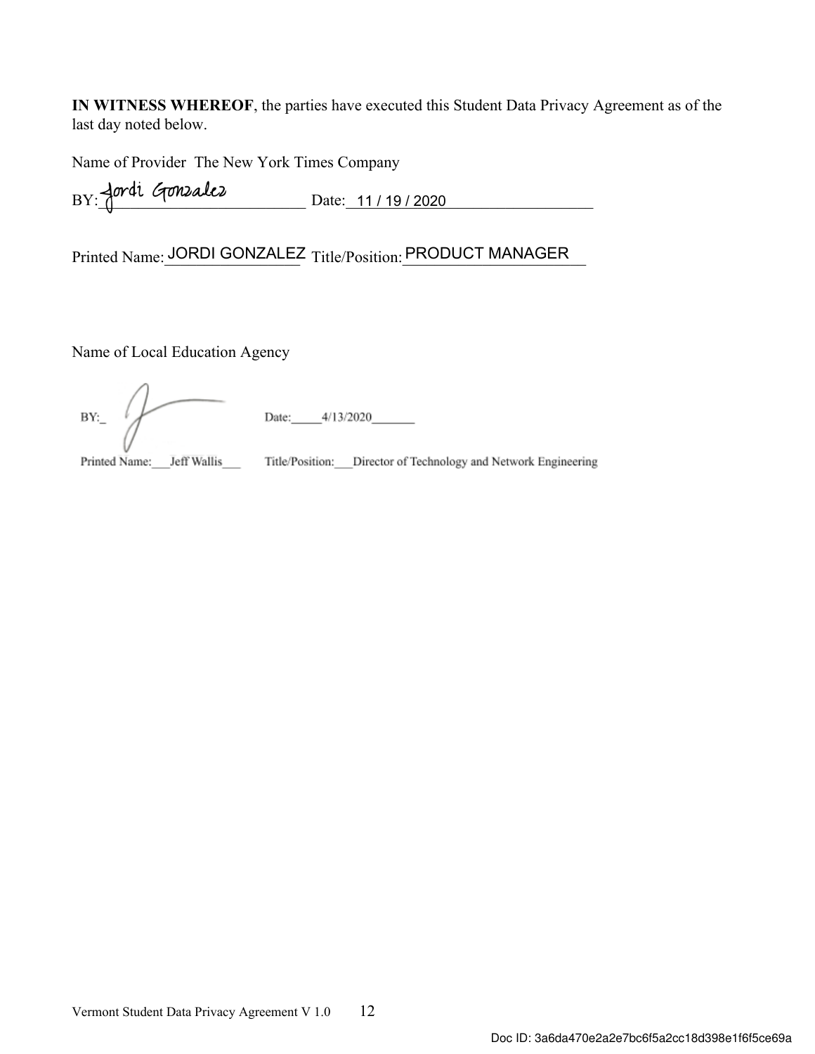**IN WITNESS WHEREOF**, the parties have executed this Student Data Privacy Agreement as of the last day noted below.

Name of Provider The New York Times Company

BY: Jordi Gonzalez Date: 11 / 19 / 2020

Printed Name: JORDI GONZALEZ Title/Position: PRODUCT MANAGER

Name of Local Education Agency

BY: Date: 4/13/2020

Printed Name: Jeff Wallis Title/Position: Director of Technology and Network Engineering

Vermont Student Data Privacy Agreement V 1.0

Doc ID: 3a6da470e2a2e7bc6f5a2cc18d398e1f6f5ce69a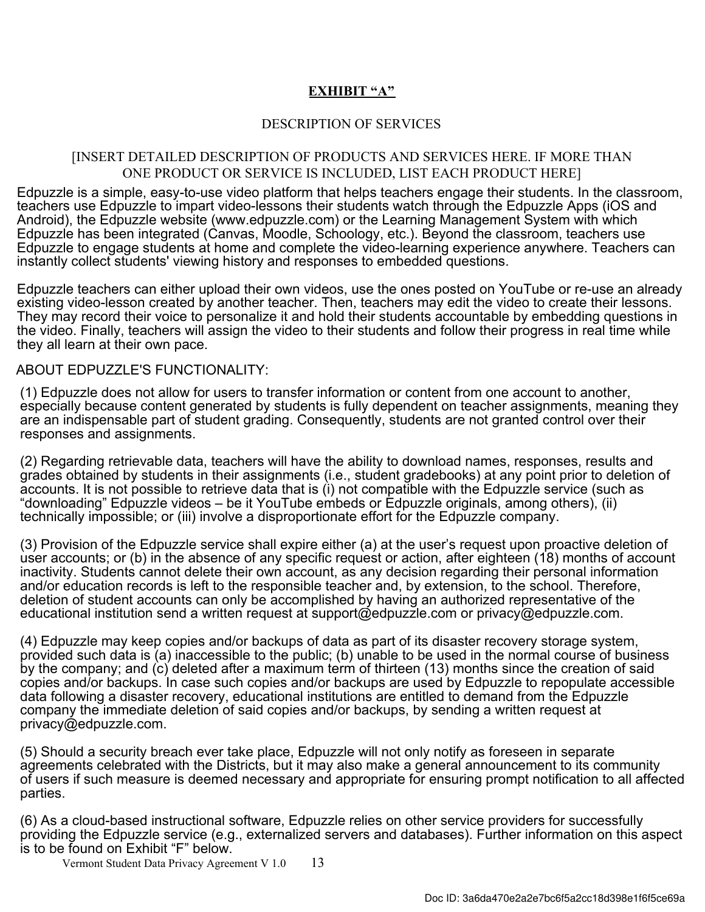## EXHIBIT "A"

DESCRIPTION OF SERVICES

[INSERT DETAILED DESCRIPTION OF PRODUCTS AND SERVICES HERE. IF MORE THAN ONE PRODUCT OR SERVICE IS INCLUDED, LIST EACH PRODUCT HERE]

Edpuzzle is a simple, easy-to-use video platform that helps teachers engage their students. In the classroom, teachers use Edpuzzle to impart video-lessons their students watch through the Edpuzzle Apps (iOS and Android), the Edpuzzle website (www.edpuzzle.com) or the Learning Management System with which Edpuzzle has been integrated (Canvas, Moodle, Schoology, etc.). Beyond the classroom, teachers use Edpuzzle to engage students at home and complete the video-learning experience anywhere. Teachers can instantly collect students' viewing history and responses to embedded questions.

Edpuzzle teachers can either upload their own videos, use the ones posted on YouTube or re-use an already existing video-lesson created by another teacher. Then, teachers may edit the video to create their lessons. They may record their voice to personalize it and hold their students accountable by embedding questions in the video. Finally, teachers will assign the video to their students and follow their progress in real time while they all learn at their own pace.

ABOUT EDPUZZLE'S FUNCTIONALITY:

(1) Edpuzzle does not allow for users to transfer information or content from one account to another, especially because content generated by students is fully dependent on teacher assignments, meaning they are an indispensable part of student grading. Consequently, students are not granted control over their responses and assignments.

(2) Regarding retrievable data, teachers will have the ability to download names, responses, results and grades obtained by students in their assignments (i.e., student gradebooks) at any point prior to deletion of accounts. It is not possible to retrieve data that is (i) not compatible with the Edpuzzle service (such as "downloading" Edpuzzle videos – be it YouTube embeds or Edpuzzle originals, among others), (ii) technically impossible; or (iii) involve a disproportionate effort for the Edpuzzle company.

(3) Provision of the Edpuzzle service shall expire either (a) at the user's request upon proactive deletion of user accounts; or (b) in the absence of any specific request or action, after eighteen (18) months of account inactivity. Students cannot delete their own account, as any decision regarding their personal information and/or education records is left to the responsible teacher and, by extension, to the school. Therefore, deletion of student accounts can only be accomplished by having an authorized representative of the educational institution send a written request at support@edpuzzle.com or privacy@edpuzzle.com.

(4) Edpuzzle may keep copies and/or backups of data as part of its disaster recovery storage system, provided such data is (a) inaccessible to the public; (b) unable to be used in the normal course of business by the company; and (c) deleted after a maximum term of thirteen (13) months since the creation of said copies and/or backups. In case such copies and/or backups are used by Edpuzzle to repopulate accessible data following a disaster recovery, educational institutions are entitled to demand from the Edpuzzle company the immediate deletion of said copies and/or backups, by sending a written request at privacy@edpuzzle.com.

(5) Should a security breach ever take place, Edpuzzle will not only notify as foreseen in separate agreements celebrated with the Districts, but it may also make a general announcement to its community of users if such measure is deemed necessary and appropriate for ensuring prompt notification to all affected parties.

(6) As a cloud-based instructional software, Edpuzzle relies on other service providers for successfully providing the Edpuzzle service (e.g., externalized servers and databases). Further information on this aspect is to be found on Exhibit "F" below.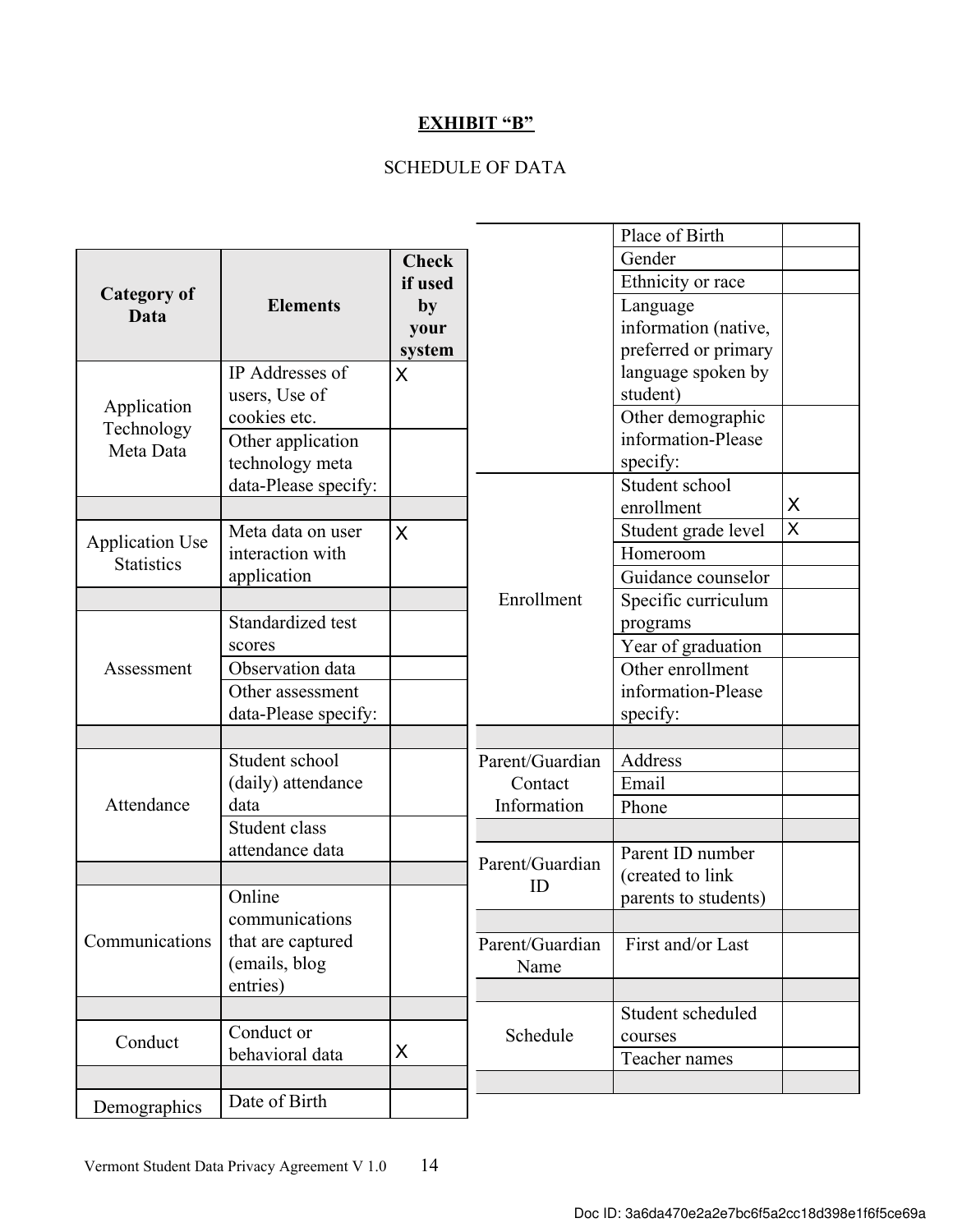**EXHIBIT "B"**

SCHEDULE OF DATA

| Category of Data | Elements | Check if used by your system |
|---|---|---|
| Application Technology Meta Data | IP Addresses of users, Use of cookies etc. | X |
| | Other application technology meta data-Please specify: | |
| | | |
| Application Use Statistics | Meta data on user interaction with application | X |
| | | |
| Assessment | Standardized test scores | |
| | Observation data | |
| | Other assessment data-Please specify: | |
| | | |
| Attendance | Student school (daily) attendance data | |
| | Student class attendance data | |
| | | |
| Communications | Online communications that are captured (emails, blog entries) | |
| | | |
| Conduct | Conduct or behavioral data | X |
| | | |
| Demographics | Date of Birth | |
| | Place of Birth | |
| | Gender | |
| | Ethnicity or race | |
| | Language information (native, preferred or primary language spoken by student) | |
| | Other demographic information-Please specify: | |
| Enrollment | Student school enrollment | X |
| | Student grade level | X |
| | Homeroom | |
| | Guidance counselor | |
| | Specific curriculum programs | |
| | Year of graduation | |
| | Other enrollment information-Please specify: | |
| | | |
| Parent/Guardian Contact Information | Address | |
| | Email | |
| | Phone | |
| | | |
| Parent/Guardian ID | Parent ID number (created to link parents to students) | |
| | | |
| Parent/Guardian Name | First and/or Last | |
| | | |
| Schedule | Student scheduled courses | |
| | Teacher names | |
| | | |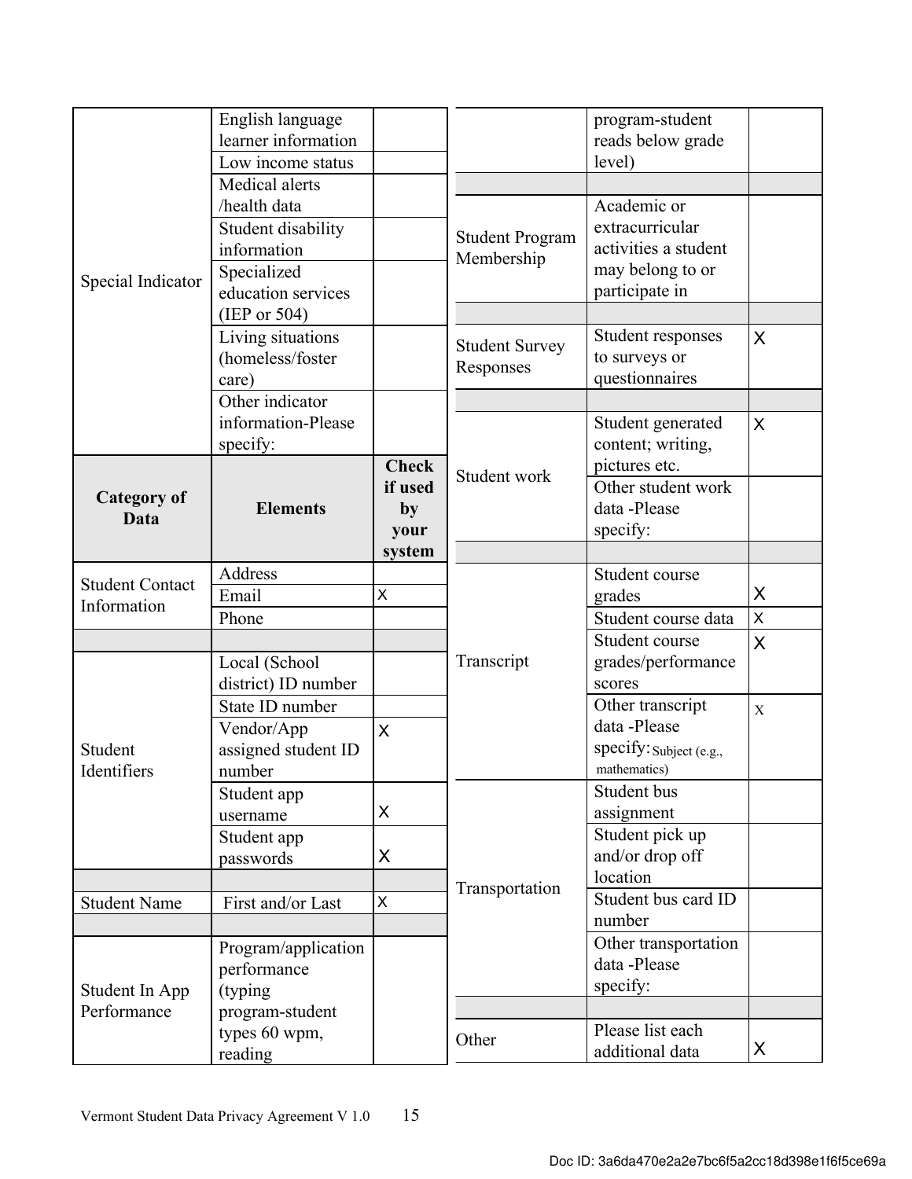| Category of Data | Elements | Check if used by your system |
|---|---|---|
| Special Indicator | English language learner information | |
| | Low income status | |
| | Medical alerts /health data | |
| | Student disability information | |
| | Specialized education services (IEP or 504) | |
| | Living situations (homeless/foster care) | |
| | Other indicator information-Please specify: | |
| **Category of Data** | **Elements** | **Check if used by your system** |
| Student Contact Information | Address | |
| | Email | x |
| | Phone | |
| | | |
| Student Identifiers | Local (School district) ID number | |
| | State ID number | |
| | Vendor/App assigned student ID number | x |
| | Student app username | x |
| | Student app passwords | x |
| | | |
| Student Name | First and/or Last | x |
| | | |
| Student In App Performance | Program/application performance (typing program-student types 60 wpm, reading program-student reads below grade level) | |
| | | |
| Student Program Membership | Academic or extracurricular activities a student may belong to or participate in | |
| | | |
| Student Survey Responses | Student responses to surveys or questionnaires | x |
| | | |
| Student work | Student generated content; writing, pictures etc. | x |
| | Other student work data -Please specify: | |
| | | |
| Transcript | Student course grades | x |
| | Student course data | x |
| | Student course grades/performance scores | x |
| | Other transcript data -Please specify: Subject (e.g., mathematics) | x |
| Transportation | Student bus assignment | |
| | Student pick up and/or drop off location | |
| | Student bus card ID number | |
| | Other transportation data -Please specify: | |
| | | |
| Other | Please list each additional data | x |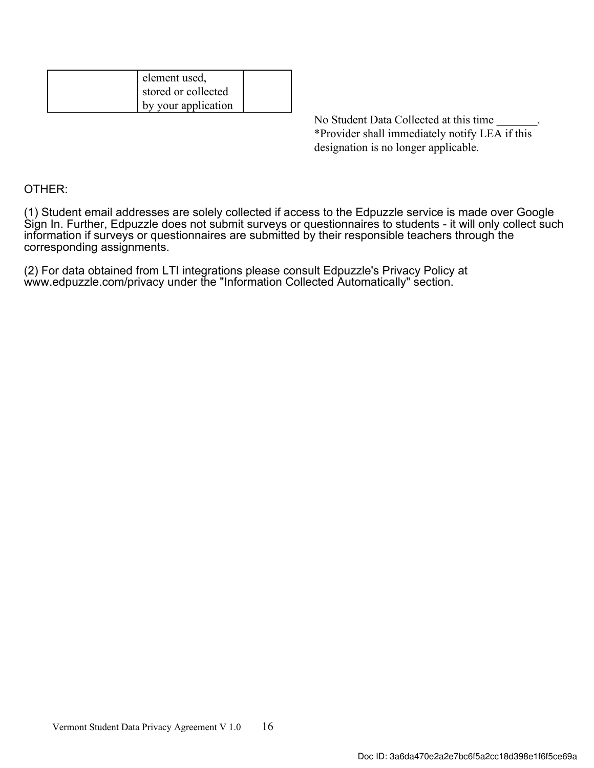| | element used, stored or collected by your application | |
|---|---|---|

No Student Data Collected at this time _______.
*Provider shall immediately notify LEA if this designation is no longer applicable.

OTHER:

(1) Student email addresses are solely collected if access to the Edpuzzle service is made over Google Sign In. Further, Edpuzzle does not submit surveys or questionnaires to students - it will only collect such information if surveys or questionnaires are submitted by their responsible teachers through the corresponding assignments.

(2) For data obtained from LTI integrations please consult Edpuzzle's Privacy Policy at www.edpuzzle.com/privacy under the "Information Collected Automatically" section.

Doc ID: 3a6da470e2a2e7bc6f5a2cc18d398e1f6f5ce69a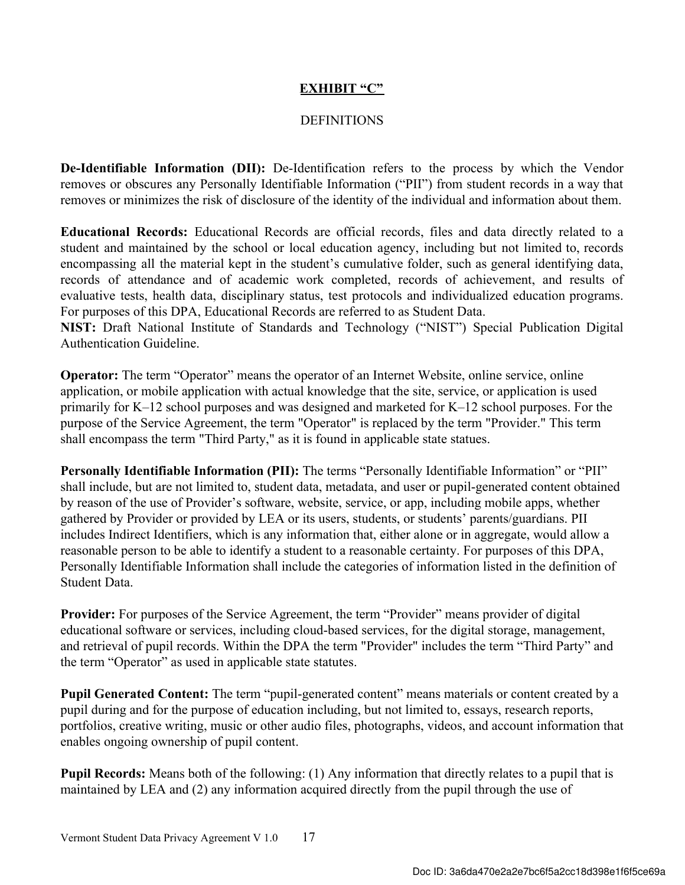## EXHIBIT "C"

DEFINITIONS

**De-Identifiable Information (DII):** De-Identification refers to the process by which the Vendor removes or obscures any Personally Identifiable Information ("PII") from student records in a way that removes or minimizes the risk of disclosure of the identity of the individual and information about them.

**Educational Records:** Educational Records are official records, files and data directly related to a student and maintained by the school or local education agency, including but not limited to, records encompassing all the material kept in the student's cumulative folder, such as general identifying data, records of attendance and of academic work completed, records of achievement, and results of evaluative tests, health data, disciplinary status, test protocols and individualized education programs. For purposes of this DPA, Educational Records are referred to as Student Data.

**NIST:** Draft National Institute of Standards and Technology ("NIST") Special Publication Digital Authentication Guideline.

**Operator:** The term "Operator" means the operator of an Internet Website, online service, online application, or mobile application with actual knowledge that the site, service, or application is used primarily for K–12 school purposes and was designed and marketed for K–12 school purposes. For the purpose of the Service Agreement, the term "Operator" is replaced by the term "Provider." This term shall encompass the term "Third Party," as it is found in applicable state statues.

**Personally Identifiable Information (PII):** The terms "Personally Identifiable Information" or "PII" shall include, but are not limited to, student data, metadata, and user or pupil-generated content obtained by reason of the use of Provider's software, website, service, or app, including mobile apps, whether gathered by Provider or provided by LEA or its users, students, or students' parents/guardians. PII includes Indirect Identifiers, which is any information that, either alone or in aggregate, would allow a reasonable person to be able to identify a student to a reasonable certainty. For purposes of this DPA, Personally Identifiable Information shall include the categories of information listed in the definition of Student Data.

**Provider:** For purposes of the Service Agreement, the term "Provider" means provider of digital educational software or services, including cloud-based services, for the digital storage, management, and retrieval of pupil records. Within the DPA the term "Provider" includes the term "Third Party" and the term "Operator" as used in applicable state statutes.

**Pupil Generated Content:** The term "pupil-generated content" means materials or content created by a pupil during and for the purpose of education including, but not limited to, essays, research reports, portfolios, creative writing, music or other audio files, photographs, videos, and account information that enables ongoing ownership of pupil content.

**Pupil Records:** Means both of the following: (1) Any information that directly relates to a pupil that is maintained by LEA and (2) any information acquired directly from the pupil through the use of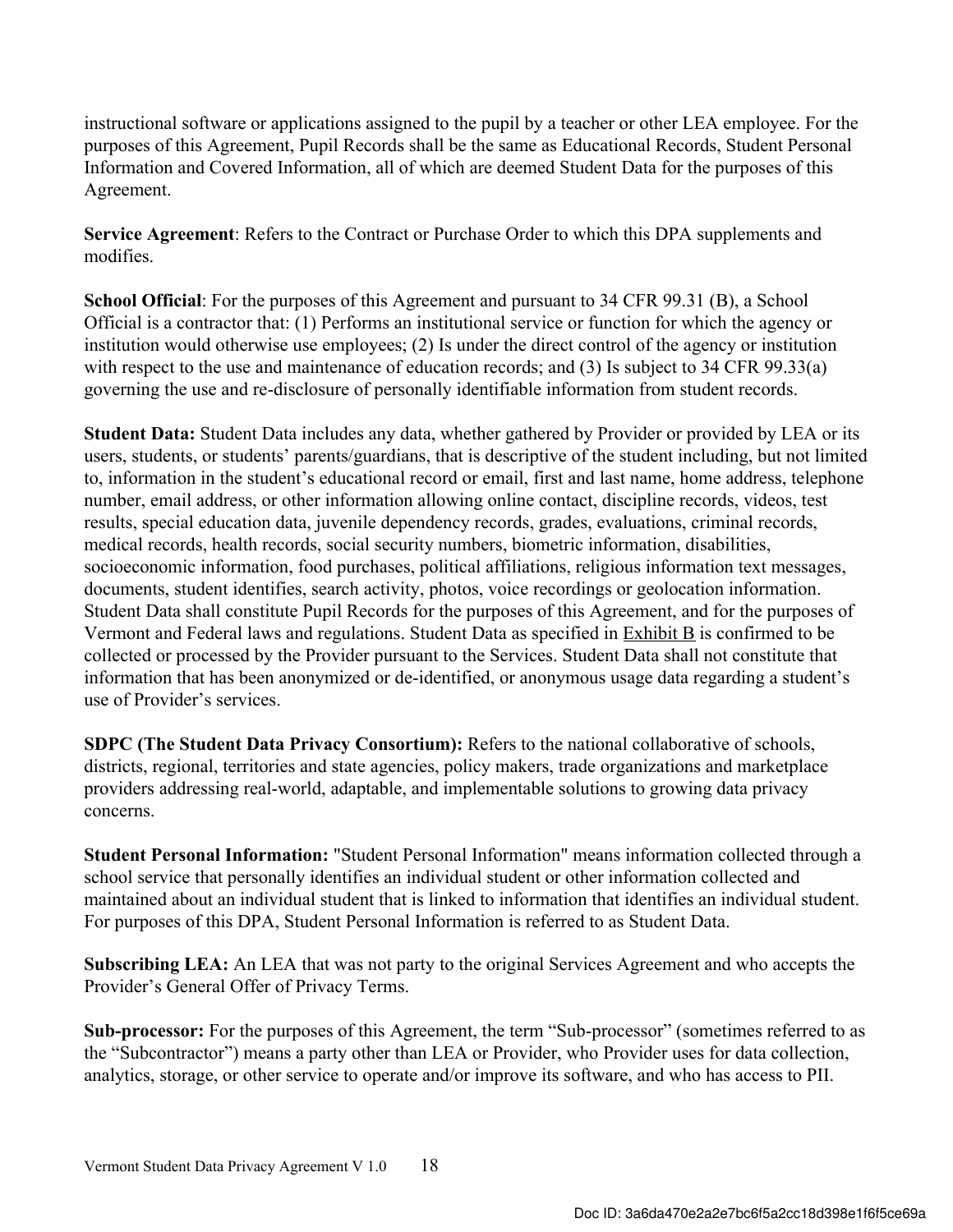instructional software or applications assigned to the pupil by a teacher or other LEA employee. For the purposes of this Agreement, Pupil Records shall be the same as Educational Records, Student Personal Information and Covered Information, all of which are deemed Student Data for the purposes of this Agreement.

**Service Agreement**: Refers to the Contract or Purchase Order to which this DPA supplements and modifies.

**School Official**: For the purposes of this Agreement and pursuant to 34 CFR 99.31 (B), a School Official is a contractor that: (1) Performs an institutional service or function for which the agency or institution would otherwise use employees; (2) Is under the direct control of the agency or institution with respect to the use and maintenance of education records; and (3) Is subject to 34 CFR 99.33(a) governing the use and re-disclosure of personally identifiable information from student records.

**Student Data:** Student Data includes any data, whether gathered by Provider or provided by LEA or its users, students, or students' parents/guardians, that is descriptive of the student including, but not limited to, information in the student's educational record or email, first and last name, home address, telephone number, email address, or other information allowing online contact, discipline records, videos, test results, special education data, juvenile dependency records, grades, evaluations, criminal records, medical records, health records, social security numbers, biometric information, disabilities, socioeconomic information, food purchases, political affiliations, religious information text messages, documents, student identifies, search activity, photos, voice recordings or geolocation information. Student Data shall constitute Pupil Records for the purposes of this Agreement, and for the purposes of Vermont and Federal laws and regulations. Student Data as specified in Exhibit B is confirmed to be collected or processed by the Provider pursuant to the Services. Student Data shall not constitute that information that has been anonymized or de-identified, or anonymous usage data regarding a student's use of Provider's services.

**SDPC (The Student Data Privacy Consortium):** Refers to the national collaborative of schools, districts, regional, territories and state agencies, policy makers, trade organizations and marketplace providers addressing real-world, adaptable, and implementable solutions to growing data privacy concerns.

**Student Personal Information:** "Student Personal Information" means information collected through a school service that personally identifies an individual student or other information collected and maintained about an individual student that is linked to information that identifies an individual student. For purposes of this DPA, Student Personal Information is referred to as Student Data.

**Subscribing LEA:** An LEA that was not party to the original Services Agreement and who accepts the Provider's General Offer of Privacy Terms.

**Sub-processor:** For the purposes of this Agreement, the term "Sub-processor" (sometimes referred to as the "Subcontractor") means a party other than LEA or Provider, who Provider uses for data collection, analytics, storage, or other service to operate and/or improve its software, and who has access to PII.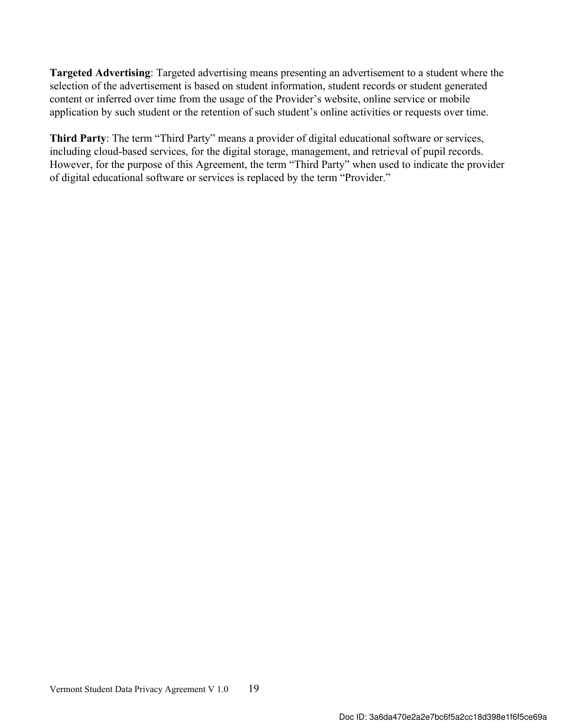**Targeted Advertising**: Targeted advertising means presenting an advertisement to a student where the selection of the advertisement is based on student information, student records or student generated content or inferred over time from the usage of the Provider's website, online service or mobile application by such student or the retention of such student's online activities or requests over time.

**Third Party**: The term "Third Party" means a provider of digital educational software or services, including cloud-based services, for the digital storage, management, and retrieval of pupil records. However, for the purpose of this Agreement, the term "Third Party" when used to indicate the provider of digital educational software or services is replaced by the term "Provider."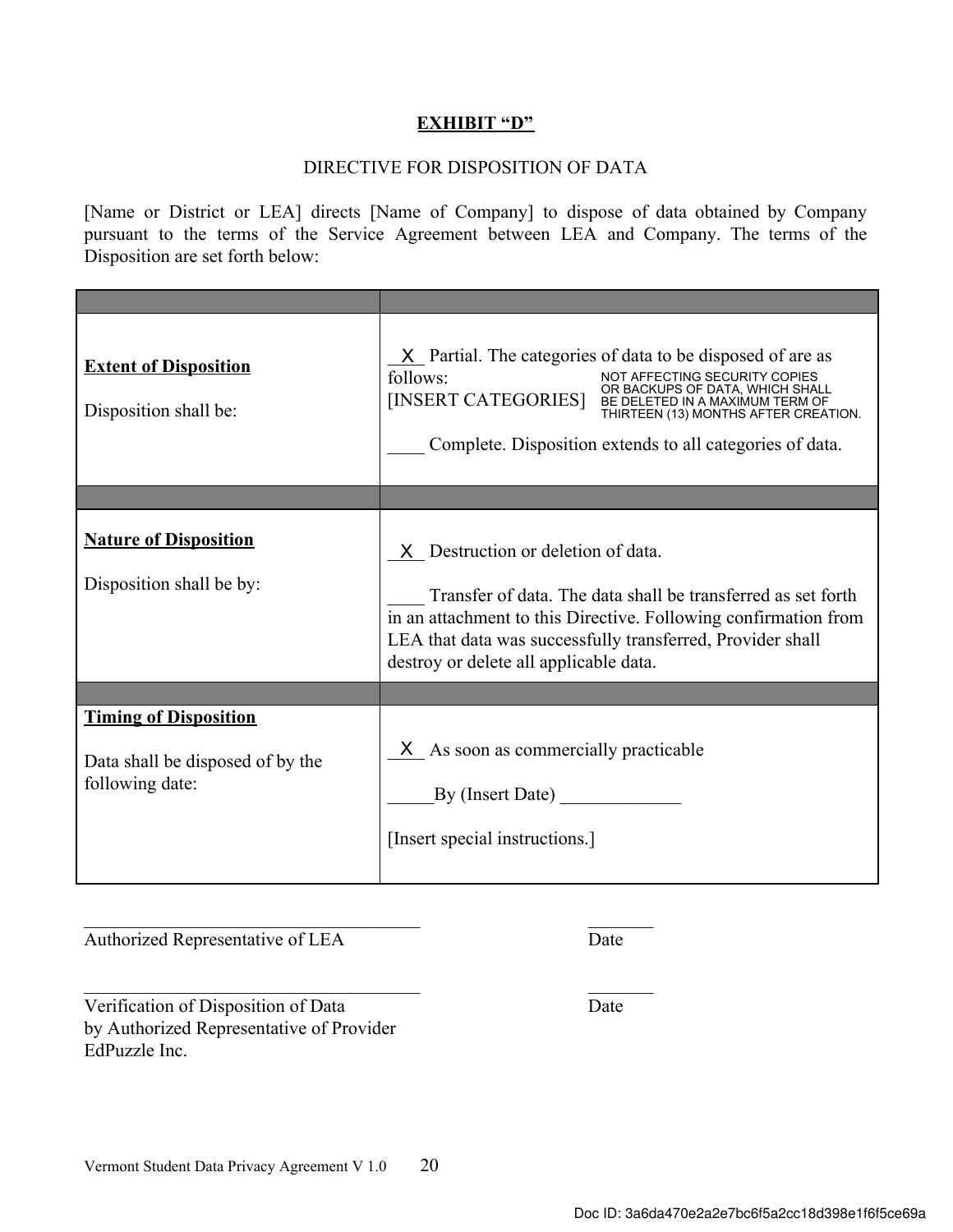# EXHIBIT "D"

DIRECTIVE FOR DISPOSITION OF DATA

[Name or District or LEA] directs [Name of Company] to dispose of data obtained by Company pursuant to the terms of the Service Agreement between LEA and Company. The terms of the Disposition are set forth below:

| | |
|---|---|
| **Extent of Disposition**<br><br>Disposition shall be: | _X_ Partial. The categories of data to be disposed of are as follows:<br>[INSERT CATEGORIES] NOT AFFECTING SECURITY COPIES OR BACKUPS OF DATA, WHICH SHALL BE DELETED IN A MAXIMUM TERM OF THIRTEEN (13) MONTHS AFTER CREATION.<br><br>____ Complete. Disposition extends to all categories of data. |
| | |
| **Nature of Disposition**<br><br>Disposition shall be by: | _X_ Destruction or deletion of data.<br><br>____ Transfer of data. The data shall be transferred as set forth in an attachment to this Directive. Following confirmation from LEA that data was successfully transferred, Provider shall destroy or delete all applicable data. |
| | |
| **Timing of Disposition**<br><br>Data shall be disposed of by the following date: | _X_ As soon as commercially practicable<br><br>_____By (Insert Date) _____________<br><br>[Insert special instructions.] |

___________________________________ _______
Authorized Representative of LEA Date

___________________________________ _______
Verification of Disposition of Data Date
by Authorized Representative of Provider
EdPuzzle Inc.

Vermont Student Data Privacy Agreement V 1.0

Doc ID: 3a6da470e2a2e7bc6f5a2cc18d398e1f6f5ce69a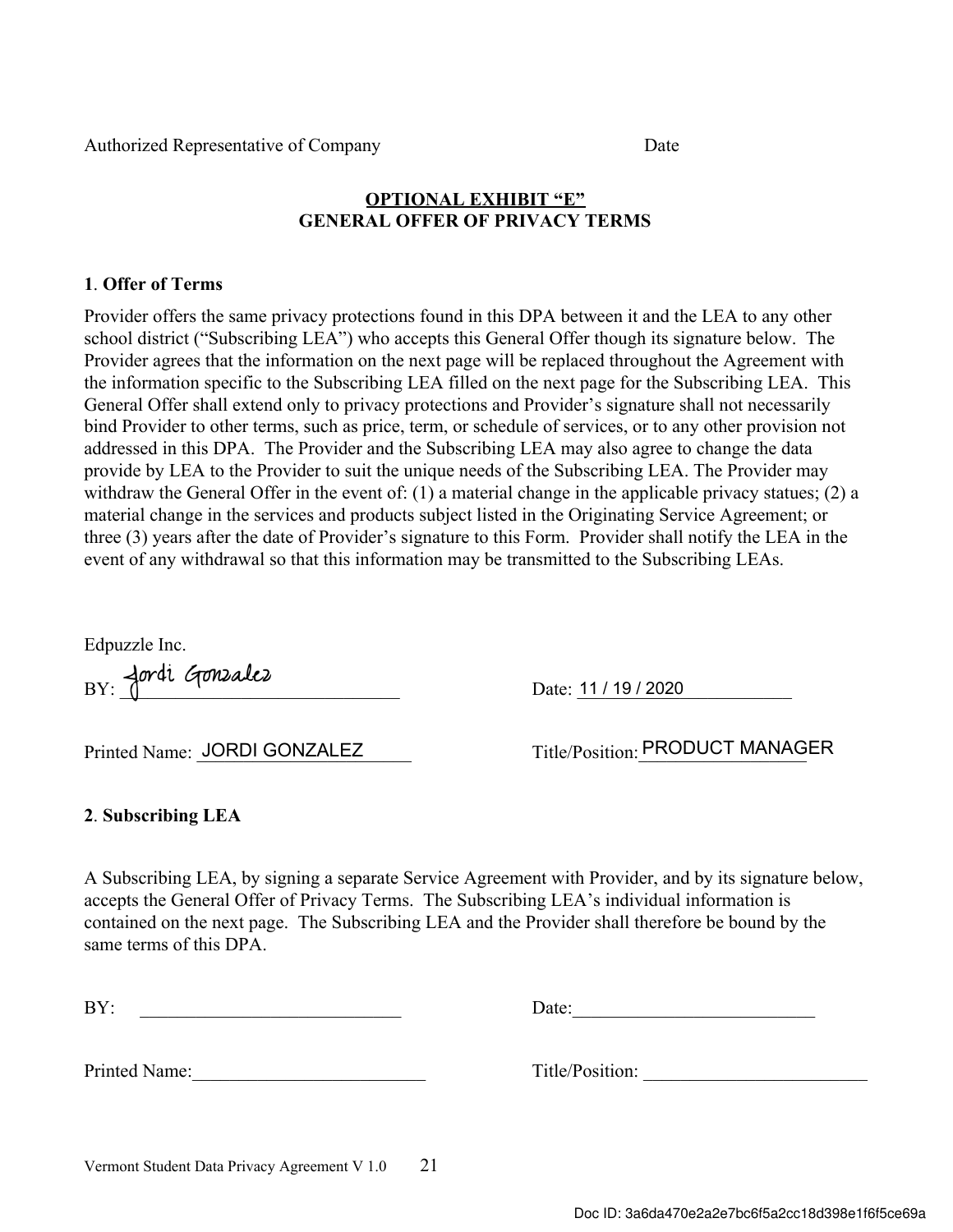Authorized Representative of Company Date

## OPTIONAL EXHIBIT "E"
## GENERAL OFFER OF PRIVACY TERMS

**1**. **Offer of Terms**

Provider offers the same privacy protections found in this DPA between it and the LEA to any other school district ("Subscribing LEA") who accepts this General Offer though its signature below. The Provider agrees that the information on the next page will be replaced throughout the Agreement with the information specific to the Subscribing LEA filled on the next page for the Subscribing LEA. This General Offer shall extend only to privacy protections and Provider's signature shall not necessarily bind Provider to other terms, such as price, term, or schedule of services, or to any other provision not addressed in this DPA. The Provider and the Subscribing LEA may also agree to change the data provide by LEA to the Provider to suit the unique needs of the Subscribing LEA. The Provider may withdraw the General Offer in the event of: (1) a material change in the applicable privacy statues; (2) a material change in the services and products subject listed in the Originating Service Agreement; or three (3) years after the date of Provider's signature to this Form. Provider shall notify the LEA in the event of any withdrawal so that this information may be transmitted to the Subscribing LEAs.

Edpuzzle Inc.

BY: Jordi Gonzalez Date: 11 / 19 / 2020

Printed Name: JORDI GONZALEZ Title/Position: PRODUCT MANAGER

**2**. **Subscribing LEA**

A Subscribing LEA, by signing a separate Service Agreement with Provider, and by its signature below, accepts the General Offer of Privacy Terms. The Subscribing LEA's individual information is contained on the next page. The Subscribing LEA and the Provider shall therefore be bound by the same terms of this DPA.

BY: ____________________________ Date: __________________________

Printed Name: _________________________ Title/Position: ________________________

Doc ID: 3a6da470e2a2e7bc6f5a2cc18d398e1f6f5ce69a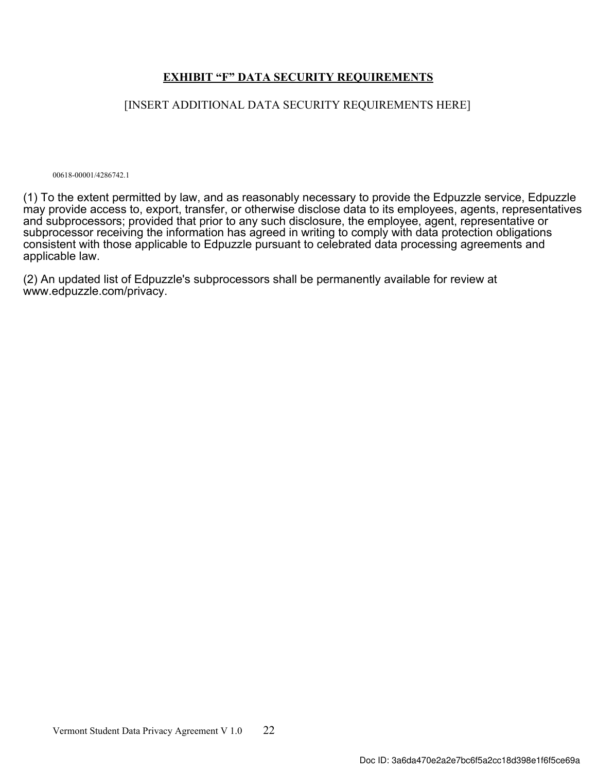**EXHIBIT "F" DATA SECURITY REQUIREMENTS**

[INSERT ADDITIONAL DATA SECURITY REQUIREMENTS HERE]

00618-00001/4286742.1

(1) To the extent permitted by law, and as reasonably necessary to provide the Edpuzzle service, Edpuzzle may provide access to, export, transfer, or otherwise disclose data to its employees, agents, representatives and subprocessors; provided that prior to any such disclosure, the employee, agent, representative or subprocessor receiving the information has agreed in writing to comply with data protection obligations consistent with those applicable to Edpuzzle pursuant to celebrated data processing agreements and applicable law.

(2) An updated list of Edpuzzle's subprocessors shall be permanently available for review at www.edpuzzle.com/privacy.

Vermont Student Data Privacy Agreement V 1.0

Doc ID: 3a6da470e2a2e7bc6f5a2cc18d398e1f6f5ce69a